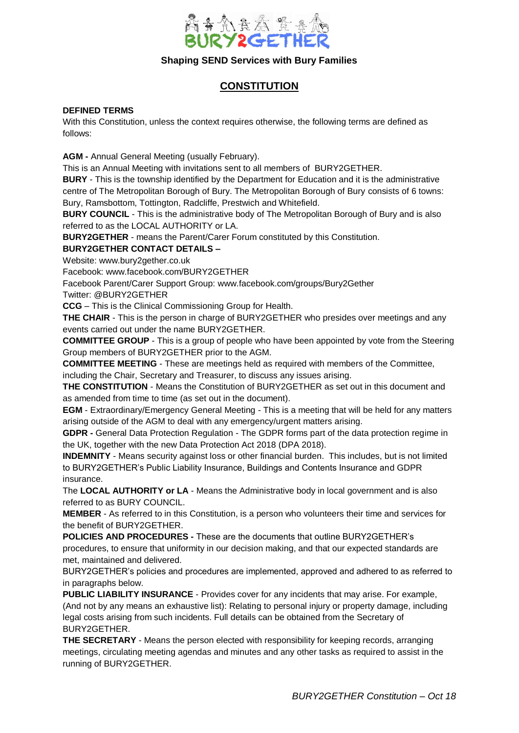# BURY2GETHER

**Shaping SEND Services with Bury Families**

## CONSTITUTION

**DEFINED TERMS**

With this Constitution, unless the context requires otherwise, the following terms are defined as follows:

**AGM -** Annual General Meeting (usually February).
This is an Annual Meeting with invitations sent to all members of BURY2GETHER.

**BURY** - This is the township identified by the Department for Education and it is the administrative centre of The Metropolitan Borough of Bury. The Metropolitan Borough of Bury consists of 6 towns: Bury, Ramsbottom, Tottington, Radcliffe, Prestwich and Whitefield.

**BURY COUNCIL** - This is the administrative body of The Metropolitan Borough of Bury and is also referred to as the LOCAL AUTHORITY or LA.

**BURY2GETHER** - means the Parent/Carer Forum constituted by this Constitution.

**BURY2GETHER CONTACT DETAILS –**
Website: www.bury2gether.co.uk
Facebook: www.facebook.com/BURY2GETHER
Facebook Parent/Carer Support Group: www.facebook.com/groups/Bury2Gether
Twitter: @BURY2GETHER

**CCG** – This is the Clinical Commissioning Group for Health.

**THE CHAIR** - This is the person in charge of BURY2GETHER who presides over meetings and any events carried out under the name BURY2GETHER.

**COMMITTEE GROUP** - This is a group of people who have been appointed by vote from the Steering Group members of BURY2GETHER prior to the AGM.

**COMMITTEE MEETING** - These are meetings held as required with members of the Committee, including the Chair, Secretary and Treasurer, to discuss any issues arising.

**THE CONSTITUTION** - Means the Constitution of BURY2GETHER as set out in this document and as amended from time to time (as set out in the document).

**EGM** - Extraordinary/Emergency General Meeting - This is a meeting that will be held for any matters arising outside of the AGM to deal with any emergency/urgent matters arising.

**GDPR -** General Data Protection Regulation - The GDPR forms part of the data protection regime in the UK, together with the new Data Protection Act 2018 (DPA 2018).

**INDEMNITY** - Means security against loss or other financial burden. This includes, but is not limited to BURY2GETHER's Public Liability Insurance, Buildings and Contents Insurance and GDPR insurance.

The **LOCAL AUTHORITY or LA** - Means the Administrative body in local government and is also referred to as BURY COUNCIL.

**MEMBER** - As referred to in this Constitution, is a person who volunteers their time and services for the benefit of BURY2GETHER.

**POLICIES AND PROCEDURES -** These are the documents that outline BURY2GETHER's procedures, to ensure that uniformity in our decision making, and that our expected standards are met, maintained and delivered.

BURY2GETHER's policies and procedures are implemented, approved and adhered to as referred to in paragraphs below.

**PUBLIC LIABILITY INSURANCE** - Provides cover for any incidents that may arise. For example, (And not by any means an exhaustive list): Relating to personal injury or property damage, including legal costs arising from such incidents. Full details can be obtained from the Secretary of BURY2GETHER.

**THE SECRETARY** - Means the person elected with responsibility for keeping records, arranging meetings, circulating meeting agendas and minutes and any other tasks as required to assist in the running of BURY2GETHER.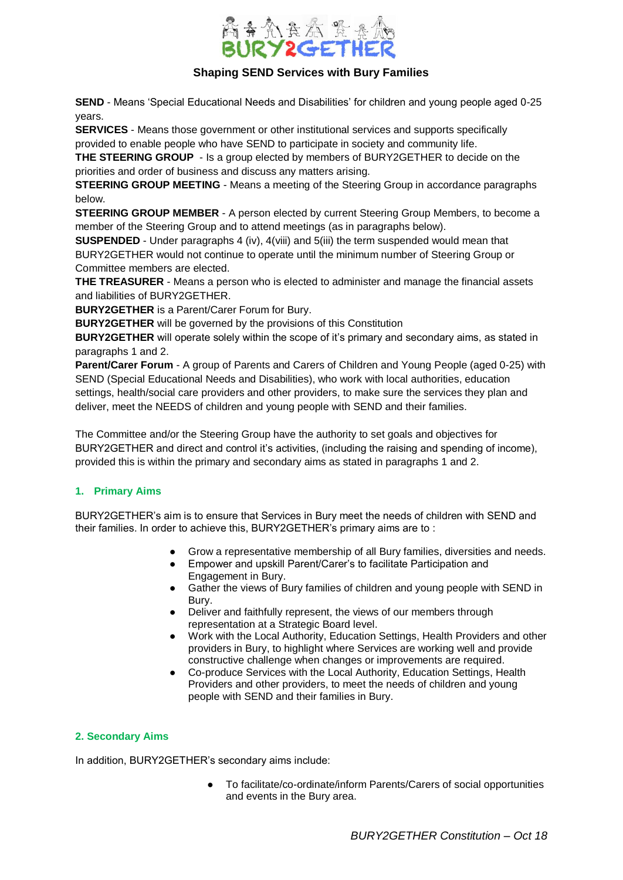**Shaping SEND Services with Bury Families**

**SEND** - Means 'Special Educational Needs and Disabilities' for children and young people aged 0-25 years.
**SERVICES** - Means those government or other institutional services and supports specifically provided to enable people who have SEND to participate in society and community life.
**THE STEERING GROUP** - Is a group elected by members of BURY2GETHER to decide on the priorities and order of business and discuss any matters arising.
**STEERING GROUP MEETING** - Means a meeting of the Steering Group in accordance paragraphs below.
**STEERING GROUP MEMBER** - A person elected by current Steering Group Members, to become a member of the Steering Group and to attend meetings (as in paragraphs below).
**SUSPENDED** - Under paragraphs 4 (iv), 4(viii) and 5(iii) the term suspended would mean that BURY2GETHER would not continue to operate until the minimum number of Steering Group or Committee members are elected.
**THE TREASURER** - Means a person who is elected to administer and manage the financial assets and liabilities of BURY2GETHER.
**BURY2GETHER** is a Parent/Carer Forum for Bury.
**BURY2GETHER** will be governed by the provisions of this Constitution
**BURY2GETHER** will operate solely within the scope of it's primary and secondary aims, as stated in paragraphs 1 and 2.
**Parent/Carer Forum** - A group of Parents and Carers of Children and Young People (aged 0-25) with SEND (Special Educational Needs and Disabilities), who work with local authorities, education settings, health/social care providers and other providers, to make sure the services they plan and deliver, meet the NEEDS of children and young people with SEND and their families.

The Committee and/or the Steering Group have the authority to set goals and objectives for BURY2GETHER and direct and control it's activities, (including the raising and spending of income), provided this is within the primary and secondary aims as stated in paragraphs 1 and 2.

## 1. Primary Aims

BURY2GETHER's aim is to ensure that Services in Bury meet the needs of children with SEND and their families. In order to achieve this, BURY2GETHER's primary aims are to :

- Grow a representative membership of all Bury families, diversities and needs.
- Empower and upskill Parent/Carer's to facilitate Participation and Engagement in Bury.
- Gather the views of Bury families of children and young people with SEND in Bury.
- Deliver and faithfully represent, the views of our members through representation at a Strategic Board level.
- Work with the Local Authority, Education Settings, Health Providers and other providers in Bury, to highlight where Services are working well and provide constructive challenge when changes or improvements are required.
- Co-produce Services with the Local Authority, Education Settings, Health Providers and other providers, to meet the needs of children and young people with SEND and their families in Bury.

## 2. Secondary Aims

In addition, BURY2GETHER's secondary aims include:

- To facilitate/co-ordinate/inform Parents/Carers of social opportunities and events in the Bury area.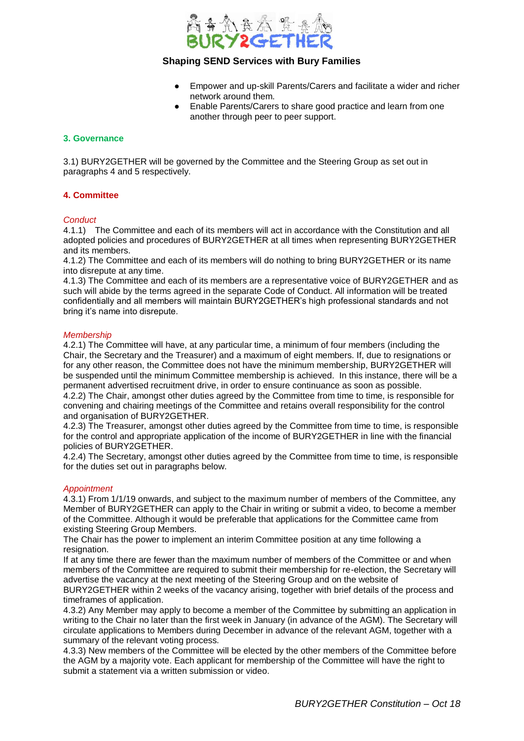- Empower and up-skill Parents/Carers and facilitate a wider and richer network around them.
- Enable Parents/Carers to share good practice and learn from one another through peer to peer support.

## 3. Governance

3.1) BURY2GETHER will be governed by the Committee and the Steering Group as set out in paragraphs 4 and 5 respectively.

## 4. Committee

*Conduct*

4.1.1) The Committee and each of its members will act in accordance with the Constitution and all adopted policies and procedures of BURY2GETHER at all times when representing BURY2GETHER and its members.
4.1.2) The Committee and each of its members will do nothing to bring BURY2GETHER or its name into disrepute at any time.
4.1.3) The Committee and each of its members are a representative voice of BURY2GETHER and as such will abide by the terms agreed in the separate Code of Conduct. All information will be treated confidentially and all members will maintain BURY2GETHER's high professional standards and not bring it's name into disrepute.

*Membership*

4.2.1) The Committee will have, at any particular time, a minimum of four members (including the Chair, the Secretary and the Treasurer) and a maximum of eight members. If, due to resignations or for any other reason, the Committee does not have the minimum membership, BURY2GETHER will be suspended until the minimum Committee membership is achieved. In this instance, there will be a permanent advertised recruitment drive, in order to ensure continuance as soon as possible.
4.2.2) The Chair, amongst other duties agreed by the Committee from time to time, is responsible for convening and chairing meetings of the Committee and retains overall responsibility for the control and organisation of BURY2GETHER.
4.2.3) The Treasurer, amongst other duties agreed by the Committee from time to time, is responsible for the control and appropriate application of the income of BURY2GETHER in line with the financial policies of BURY2GETHER.
4.2.4) The Secretary, amongst other duties agreed by the Committee from time to time, is responsible for the duties set out in paragraphs below.

*Appointment*

4.3.1) From 1/1/19 onwards, and subject to the maximum number of members of the Committee, any Member of BURY2GETHER can apply to the Chair in writing or submit a video, to become a member of the Committee. Although it would be preferable that applications for the Committee came from existing Steering Group Members.
The Chair has the power to implement an interim Committee position at any time following a resignation.
If at any time there are fewer than the maximum number of members of the Committee or and when members of the Committee are required to submit their membership for re-election, the Secretary will advertise the vacancy at the next meeting of the Steering Group and on the website of BURY2GETHER within 2 weeks of the vacancy arising, together with brief details of the process and timeframes of application.
4.3.2) Any Member may apply to become a member of the Committee by submitting an application in writing to the Chair no later than the first week in January (in advance of the AGM). The Secretary will circulate applications to Members during December in advance of the relevant AGM, together with a summary of the relevant voting process.
4.3.3) New members of the Committee will be elected by the other members of the Committee before the AGM by a majority vote. Each applicant for membership of the Committee will have the right to submit a statement via a written submission or video.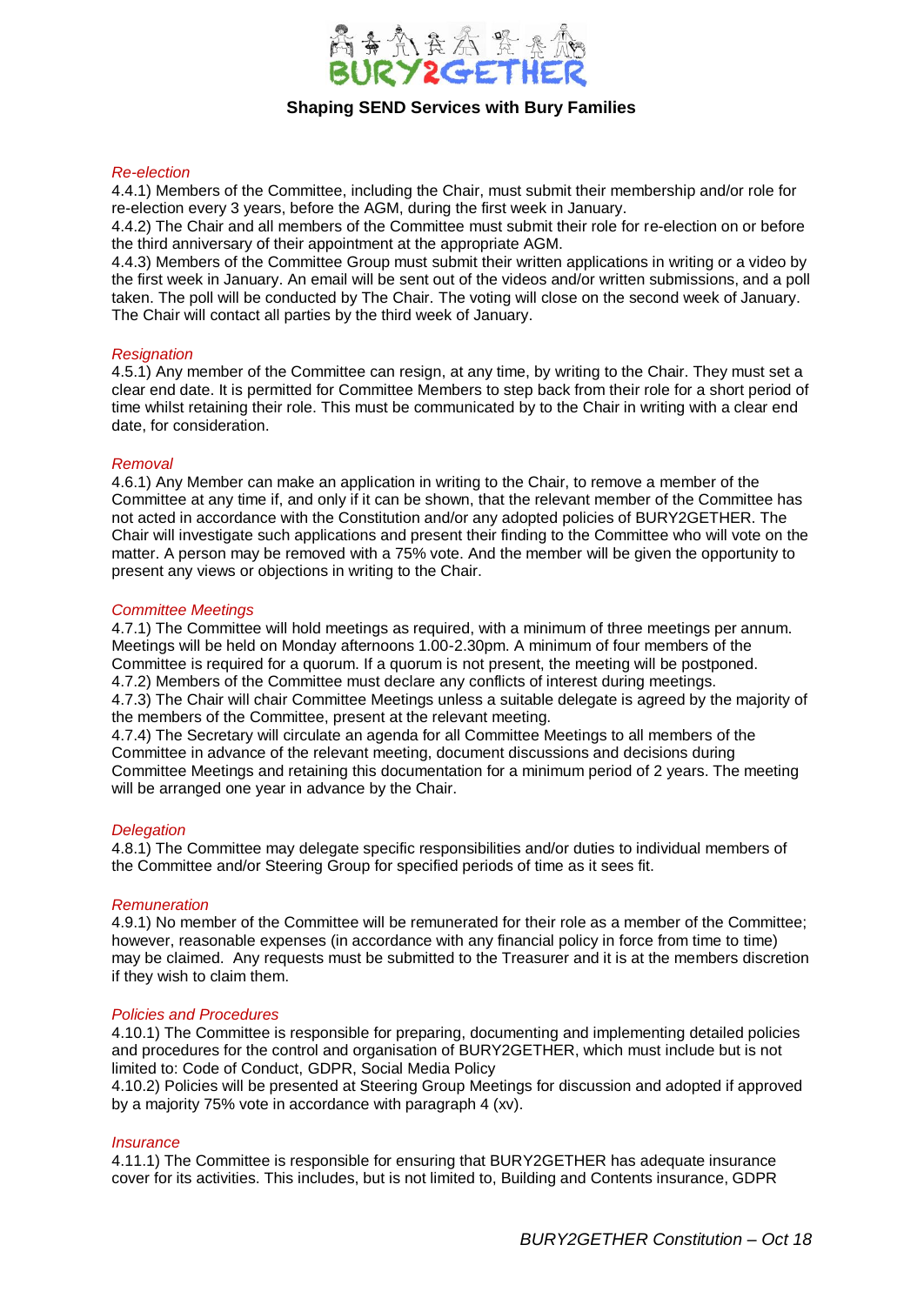*Re-election*

4.4.1) Members of the Committee, including the Chair, must submit their membership and/or role for re-election every 3 years, before the AGM, during the first week in January.
4.4.2) The Chair and all members of the Committee must submit their role for re-election on or before the third anniversary of their appointment at the appropriate AGM.
4.4.3) Members of the Committee Group must submit their written applications in writing or a video by the first week in January. An email will be sent out of the videos and/or written submissions, and a poll taken. The poll will be conducted by The Chair. The voting will close on the second week of January. The Chair will contact all parties by the third week of January.

*Resignation*

4.5.1) Any member of the Committee can resign, at any time, by writing to the Chair. They must set a clear end date. It is permitted for Committee Members to step back from their role for a short period of time whilst retaining their role. This must be communicated by to the Chair in writing with a clear end date, for consideration.

*Removal*

4.6.1) Any Member can make an application in writing to the Chair, to remove a member of the Committee at any time if, and only if it can be shown, that the relevant member of the Committee has not acted in accordance with the Constitution and/or any adopted policies of BURY2GETHER. The Chair will investigate such applications and present their finding to the Committee who will vote on the matter. A person may be removed with a 75% vote. And the member will be given the opportunity to present any views or objections in writing to the Chair.

*Committee Meetings*

4.7.1) The Committee will hold meetings as required, with a minimum of three meetings per annum. Meetings will be held on Monday afternoons 1.00-2.30pm. A minimum of four members of the Committee is required for a quorum. If a quorum is not present, the meeting will be postponed.
4.7.2) Members of the Committee must declare any conflicts of interest during meetings.
4.7.3) The Chair will chair Committee Meetings unless a suitable delegate is agreed by the majority of the members of the Committee, present at the relevant meeting.
4.7.4) The Secretary will circulate an agenda for all Committee Meetings to all members of the Committee in advance of the relevant meeting, document discussions and decisions during Committee Meetings and retaining this documentation for a minimum period of 2 years. The meeting will be arranged one year in advance by the Chair.

*Delegation*

4.8.1) The Committee may delegate specific responsibilities and/or duties to individual members of the Committee and/or Steering Group for specified periods of time as it sees fit.

*Remuneration*

4.9.1) No member of the Committee will be remunerated for their role as a member of the Committee; however, reasonable expenses (in accordance with any financial policy in force from time to time) may be claimed. Any requests must be submitted to the Treasurer and it is at the members discretion if they wish to claim them.

*Policies and Procedures*

4.10.1) The Committee is responsible for preparing, documenting and implementing detailed policies and procedures for the control and organisation of BURY2GETHER, which must include but is not limited to: Code of Conduct, GDPR, Social Media Policy
4.10.2) Policies will be presented at Steering Group Meetings for discussion and adopted if approved by a majority 75% vote in accordance with paragraph 4 (xv).

*Insurance*

4.11.1) The Committee is responsible for ensuring that BURY2GETHER has adequate insurance cover for its activities. This includes, but is not limited to, Building and Contents insurance, GDPR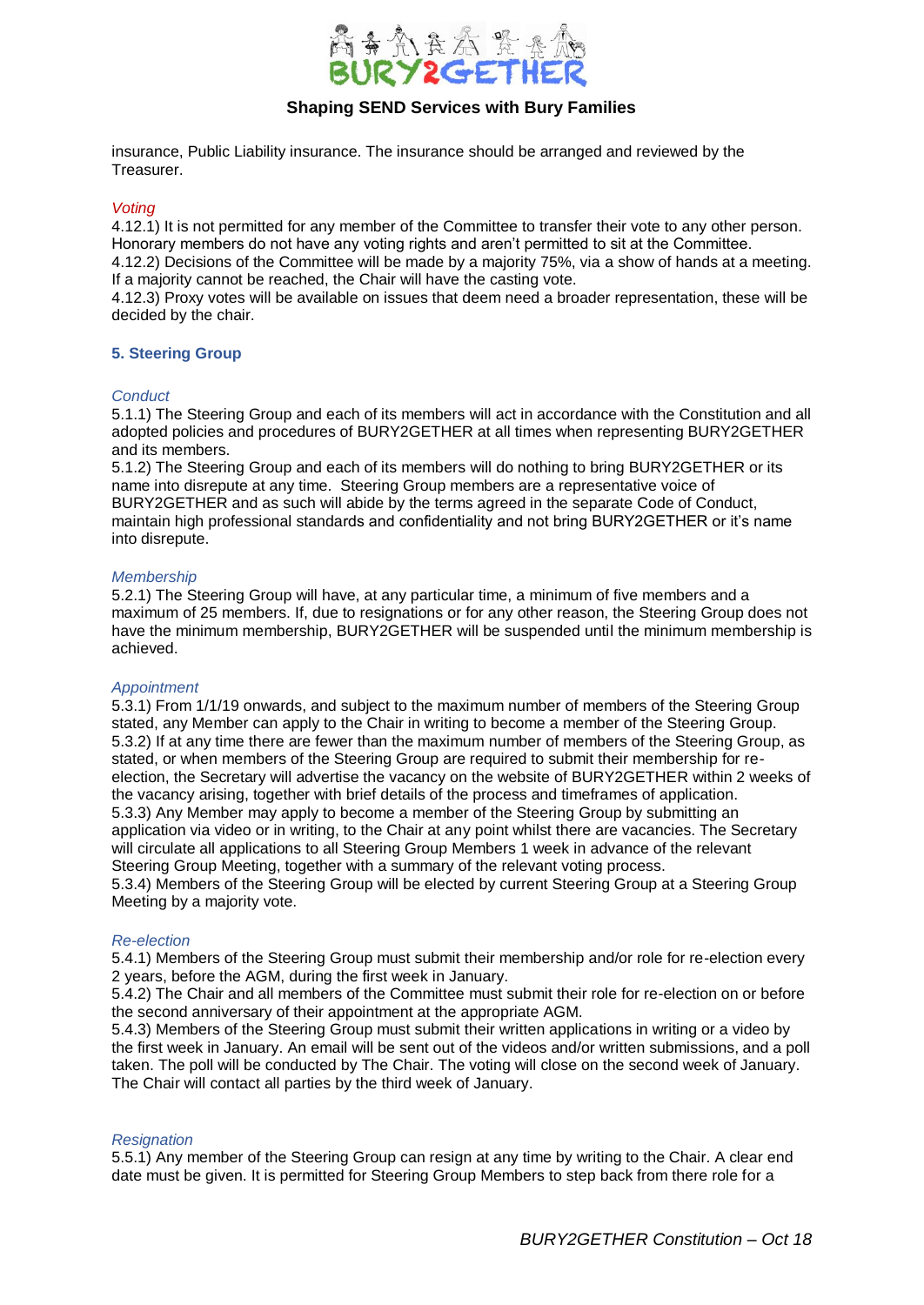insurance, Public Liability insurance. The insurance should be arranged and reviewed by the Treasurer.

*Voting*

4.12.1) It is not permitted for any member of the Committee to transfer their vote to any other person. Honorary members do not have any voting rights and aren't permitted to sit at the Committee.
4.12.2) Decisions of the Committee will be made by a majority 75%, via a show of hands at a meeting. If a majority cannot be reached, the Chair will have the casting vote.
4.12.3) Proxy votes will be available on issues that deem need a broader representation, these will be decided by the chair.

## 5. Steering Group

*Conduct*

5.1.1) The Steering Group and each of its members will act in accordance with the Constitution and all adopted policies and procedures of BURY2GETHER at all times when representing BURY2GETHER and its members.
5.1.2) The Steering Group and each of its members will do nothing to bring BURY2GETHER or its name into disrepute at any time. Steering Group members are a representative voice of BURY2GETHER and as such will abide by the terms agreed in the separate Code of Conduct, maintain high professional standards and confidentiality and not bring BURY2GETHER or it's name into disrepute.

*Membership*

5.2.1) The Steering Group will have, at any particular time, a minimum of five members and a maximum of 25 members. If, due to resignations or for any other reason, the Steering Group does not have the minimum membership, BURY2GETHER will be suspended until the minimum membership is achieved.

*Appointment*

5.3.1) From 1/1/19 onwards, and subject to the maximum number of members of the Steering Group stated, any Member can apply to the Chair in writing to become a member of the Steering Group.
5.3.2) If at any time there are fewer than the maximum number of members of the Steering Group, as stated, or when members of the Steering Group are required to submit their membership for re-election, the Secretary will advertise the vacancy on the website of BURY2GETHER within 2 weeks of the vacancy arising, together with brief details of the process and timeframes of application.
5.3.3) Any Member may apply to become a member of the Steering Group by submitting an application via video or in writing, to the Chair at any point whilst there are vacancies. The Secretary will circulate all applications to all Steering Group Members 1 week in advance of the relevant Steering Group Meeting, together with a summary of the relevant voting process.
5.3.4) Members of the Steering Group will be elected by current Steering Group at a Steering Group Meeting by a majority vote.

*Re-election*

5.4.1) Members of the Steering Group must submit their membership and/or role for re-election every 2 years, before the AGM, during the first week in January.
5.4.2) The Chair and all members of the Committee must submit their role for re-election on or before the second anniversary of their appointment at the appropriate AGM.
5.4.3) Members of the Steering Group must submit their written applications in writing or a video by the first week in January. An email will be sent out of the videos and/or written submissions, and a poll taken. The poll will be conducted by The Chair. The voting will close on the second week of January. The Chair will contact all parties by the third week of January.

*Resignation*

5.5.1) Any member of the Steering Group can resign at any time by writing to the Chair. A clear end date must be given. It is permitted for Steering Group Members to step back from there role for a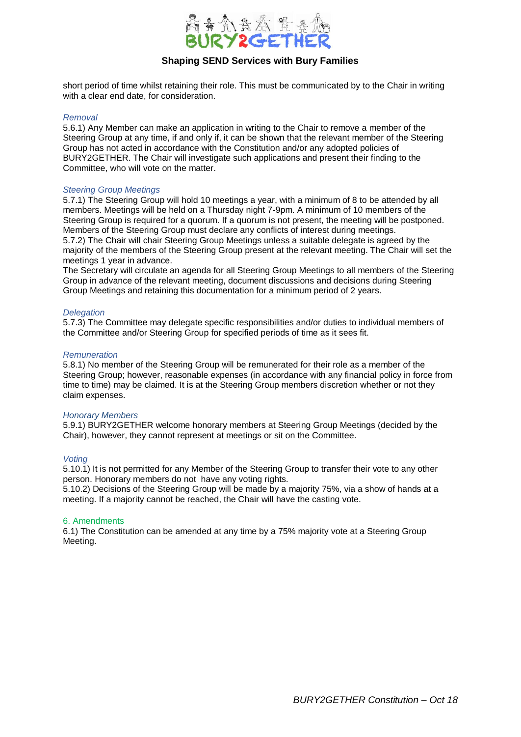short period of time whilst retaining their role. This must be communicated by to the Chair in writing with a clear end date, for consideration.

*Removal*

5.6.1) Any Member can make an application in writing to the Chair to remove a member of the Steering Group at any time, if and only if, it can be shown that the relevant member of the Steering Group has not acted in accordance with the Constitution and/or any adopted policies of BURY2GETHER. The Chair will investigate such applications and present their finding to the Committee, who will vote on the matter.

*Steering Group Meetings*

5.7.1) The Steering Group will hold 10 meetings a year, with a minimum of 8 to be attended by all members. Meetings will be held on a Thursday night 7-9pm. A minimum of 10 members of the Steering Group is required for a quorum. If a quorum is not present, the meeting will be postponed. Members of the Steering Group must declare any conflicts of interest during meetings.
5.7.2) The Chair will chair Steering Group Meetings unless a suitable delegate is agreed by the majority of the members of the Steering Group present at the relevant meeting. The Chair will set the meetings 1 year in advance.
The Secretary will circulate an agenda for all Steering Group Meetings to all members of the Steering Group in advance of the relevant meeting, document discussions and decisions during Steering Group Meetings and retaining this documentation for a minimum period of 2 years.

*Delegation*

5.7.3) The Committee may delegate specific responsibilities and/or duties to individual members of the Committee and/or Steering Group for specified periods of time as it sees fit.

*Remuneration*

5.8.1) No member of the Steering Group will be remunerated for their role as a member of the Steering Group; however, reasonable expenses (in accordance with any financial policy in force from time to time) may be claimed. It is at the Steering Group members discretion whether or not they claim expenses.

*Honorary Members*

5.9.1) BURY2GETHER welcome honorary members at Steering Group Meetings (decided by the Chair), however, they cannot represent at meetings or sit on the Committee.

*Voting*

5.10.1) It is not permitted for any Member of the Steering Group to transfer their vote to any other person. Honorary members do not have any voting rights.
5.10.2) Decisions of the Steering Group will be made by a majority 75%, via a show of hands at a meeting. If a majority cannot be reached, the Chair will have the casting vote.

## 6. Amendments

6.1) The Constitution can be amended at any time by a 75% majority vote at a Steering Group Meeting.